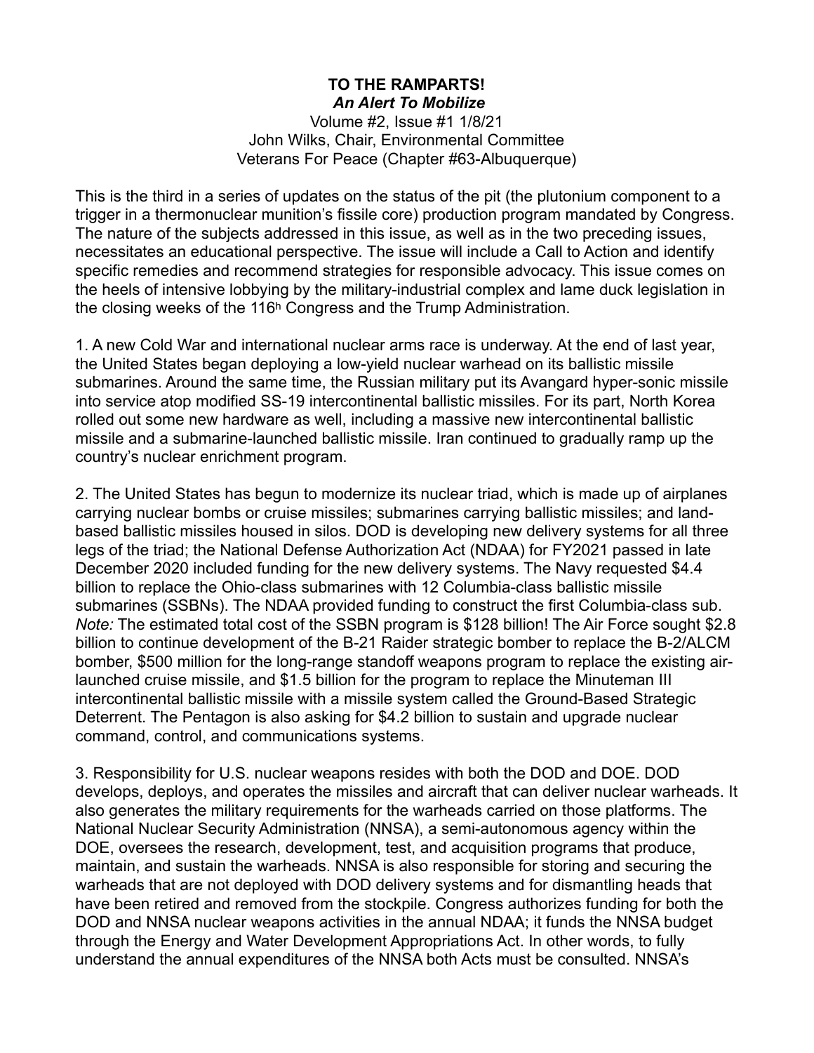**TO THE RAMPARTS!**

***An Alert To Mobilize***

Volume #2, Issue #1 1/8/21

John Wilks, Chair, Environmental Committee

Veterans For Peace (Chapter #63-Albuquerque)

This is the third in a series of updates on the status of the pit (the plutonium component to a trigger in a thermonuclear munition's fissile core) production program mandated by Congress. The nature of the subjects addressed in this issue, as well as in the two preceding issues, necessitates an educational perspective. The issue will include a Call to Action and identify specific remedies and recommend strategies for responsible advocacy. This issue comes on the heels of intensive lobbying by the military-industrial complex and lame duck legislation in the closing weeks of the 116h Congress and the Trump Administration.

1. A new Cold War and international nuclear arms race is underway. At the end of last year, the United States began deploying a low-yield nuclear warhead on its ballistic missile submarines. Around the same time, the Russian military put its Avangard hyper-sonic missile into service atop modified SS-19 intercontinental ballistic missiles. For its part, North Korea rolled out some new hardware as well, including a massive new intercontinental ballistic missile and a submarine-launched ballistic missile. Iran continued to gradually ramp up the country's nuclear enrichment program.

2. The United States has begun to modernize its nuclear triad, which is made up of airplanes carrying nuclear bombs or cruise missiles; submarines carrying ballistic missiles; and land-based ballistic missiles housed in silos. DOD is developing new delivery systems for all three legs of the triad; the National Defense Authorization Act (NDAA) for FY2021 passed in late December 2020 included funding for the new delivery systems. The Navy requested $4.4 billion to replace the Ohio-class submarines with 12 Columbia-class ballistic missile submarines (SSBNs). The NDAA provided funding to construct the first Columbia-class sub. *Note:* The estimated total cost of the SSBN program is $128 billion! The Air Force sought $2.8 billion to continue development of the B-21 Raider strategic bomber to replace the B-2/ALCM bomber, $500 million for the long-range standoff weapons program to replace the existing air-launched cruise missile, and $1.5 billion for the program to replace the Minuteman III intercontinental ballistic missile with a missile system called the Ground-Based Strategic Deterrent. The Pentagon is also asking for $4.2 billion to sustain and upgrade nuclear command, control, and communications systems.

3. Responsibility for U.S. nuclear weapons resides with both the DOD and DOE. DOD develops, deploys, and operates the missiles and aircraft that can deliver nuclear warheads. It also generates the military requirements for the warheads carried on those platforms. The National Nuclear Security Administration (NNSA), a semi-autonomous agency within the DOE, oversees the research, development, test, and acquisition programs that produce, maintain, and sustain the warheads. NNSA is also responsible for storing and securing the warheads that are not deployed with DOD delivery systems and for dismantling heads that have been retired and removed from the stockpile. Congress authorizes funding for both the DOD and NNSA nuclear weapons activities in the annual NDAA; it funds the NNSA budget through the Energy and Water Development Appropriations Act. In other words, to fully understand the annual expenditures of the NNSA both Acts must be consulted. NNSA's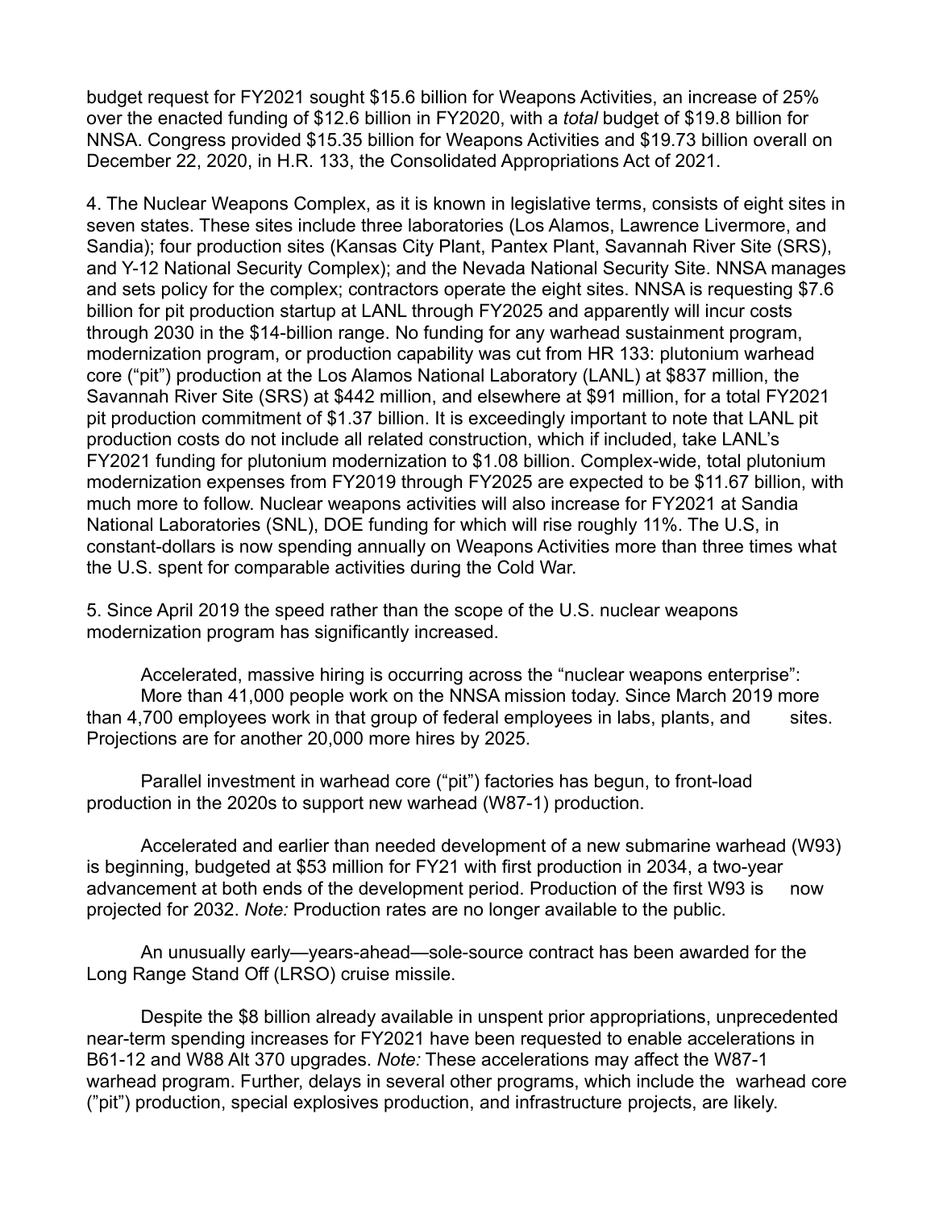budget request for FY2021 sought $15.6 billion for Weapons Activities, an increase of 25% over the enacted funding of $12.6 billion in FY2020, with a *total* budget of $19.8 billion for NNSA. Congress provided $15.35 billion for Weapons Activities and $19.73 billion overall on December 22, 2020, in H.R. 133, the Consolidated Appropriations Act of 2021.

4. The Nuclear Weapons Complex, as it is known in legislative terms, consists of eight sites in seven states. These sites include three laboratories (Los Alamos, Lawrence Livermore, and Sandia); four production sites (Kansas City Plant, Pantex Plant, Savannah River Site (SRS), and Y-12 National Security Complex); and the Nevada National Security Site. NNSA manages and sets policy for the complex; contractors operate the eight sites. NNSA is requesting $7.6 billion for pit production startup at LANL through FY2025 and apparently will incur costs through 2030 in the $14-billion range. No funding for any warhead sustainment program, modernization program, or production capability was cut from HR 133: plutonium warhead core ("pit") production at the Los Alamos National Laboratory (LANL) at $837 million, the Savannah River Site (SRS) at $442 million, and elsewhere at $91 million, for a total FY2021 pit production commitment of $1.37 billion. It is exceedingly important to note that LANL pit production costs do not include all related construction, which if included, take LANL's FY2021 funding for plutonium modernization to $1.08 billion. Complex-wide, total plutonium modernization expenses from FY2019 through FY2025 are expected to be $11.67 billion, with much more to follow. Nuclear weapons activities will also increase for FY2021 at Sandia National Laboratories (SNL), DOE funding for which will rise roughly 11%. The U.S, in constant-dollars is now spending annually on Weapons Activities more than three times what the U.S. spent for comparable activities during the Cold War.

5. Since April 2019 the speed rather than the scope of the U.S. nuclear weapons modernization program has significantly increased.

Accelerated, massive hiring is occurring across the "nuclear weapons enterprise": More than 41,000 people work on the NNSA mission today. Since March 2019 more than 4,700 employees work in that group of federal employees in labs, plants, and sites. Projections are for another 20,000 more hires by 2025.

Parallel investment in warhead core ("pit") factories has begun, to front-load production in the 2020s to support new warhead (W87-1) production.

Accelerated and earlier than needed development of a new submarine warhead (W93) is beginning, budgeted at $53 million for FY21 with first production in 2034, a two-year advancement at both ends of the development period. Production of the first W93 is now projected for 2032. *Note:* Production rates are no longer available to the public.

An unusually early—years-ahead—sole-source contract has been awarded for the Long Range Stand Off (LRSO) cruise missile.

Despite the $8 billion already available in unspent prior appropriations, unprecedented near-term spending increases for FY2021 have been requested to enable accelerations in B61-12 and W88 Alt 370 upgrades. *Note:* These accelerations may affect the W87-1 warhead program. Further, delays in several other programs, which include the warhead core ("pit") production, special explosives production, and infrastructure projects, are likely.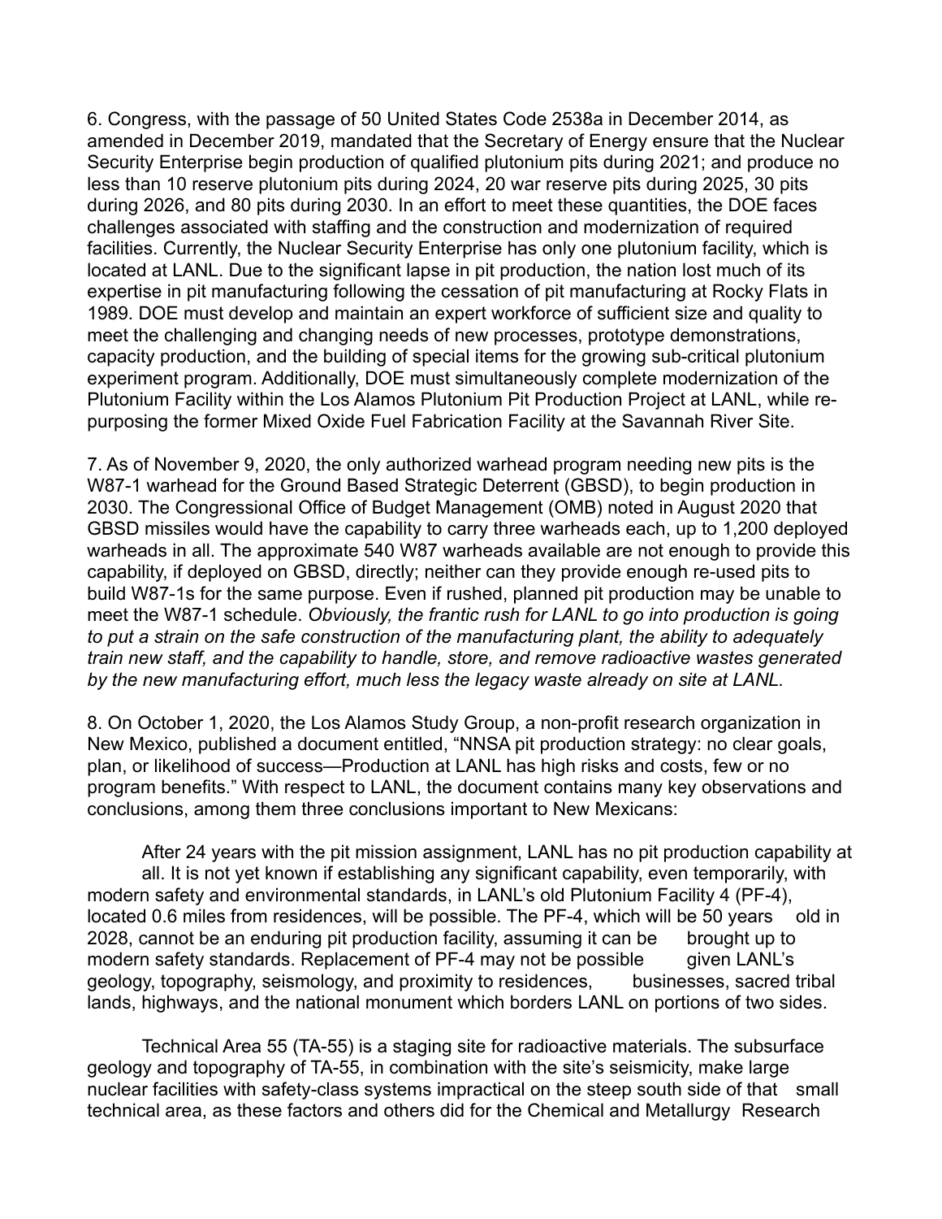6. Congress, with the passage of 50 United States Code 2538a in December 2014, as amended in December 2019, mandated that the Secretary of Energy ensure that the Nuclear Security Enterprise begin production of qualified plutonium pits during 2021; and produce no less than 10 reserve plutonium pits during 2024, 20 war reserve pits during 2025, 30 pits during 2026, and 80 pits during 2030. In an effort to meet these quantities, the DOE faces challenges associated with staffing and the construction and modernization of required facilities. Currently, the Nuclear Security Enterprise has only one plutonium facility, which is located at LANL. Due to the significant lapse in pit production, the nation lost much of its expertise in pit manufacturing following the cessation of pit manufacturing at Rocky Flats in 1989. DOE must develop and maintain an expert workforce of sufficient size and quality to meet the challenging and changing needs of new processes, prototype demonstrations, capacity production, and the building of special items for the growing sub-critical plutonium experiment program. Additionally, DOE must simultaneously complete modernization of the Plutonium Facility within the Los Alamos Plutonium Pit Production Project at LANL, while re-purposing the former Mixed Oxide Fuel Fabrication Facility at the Savannah River Site.

7. As of November 9, 2020, the only authorized warhead program needing new pits is the W87-1 warhead for the Ground Based Strategic Deterrent (GBSD), to begin production in 2030. The Congressional Office of Budget Management (OMB) noted in August 2020 that GBSD missiles would have the capability to carry three warheads each, up to 1,200 deployed warheads in all. The approximate 540 W87 warheads available are not enough to provide this capability, if deployed on GBSD, directly; neither can they provide enough re-used pits to build W87-1s for the same purpose. Even if rushed, planned pit production may be unable to meet the W87-1 schedule. *Obviously, the frantic rush for LANL to go into production is going to put a strain on the safe construction of the manufacturing plant, the ability to adequately train new staff, and the capability to handle, store, and remove radioactive wastes generated by the new manufacturing effort, much less the legacy waste already on site at LANL.*

8. On October 1, 2020, the Los Alamos Study Group, a non-profit research organization in New Mexico, published a document entitled, "NNSA pit production strategy: no clear goals, plan, or likelihood of success—Production at LANL has high risks and costs, few or no program benefits." With respect to LANL, the document contains many key observations and conclusions, among them three conclusions important to New Mexicans:

After 24 years with the pit mission assignment, LANL has no pit production capability at all. It is not yet known if establishing any significant capability, even temporarily, with modern safety and environmental standards, in LANL's old Plutonium Facility 4 (PF-4), located 0.6 miles from residences, will be possible. The PF-4, which will be 50 years old in 2028, cannot be an enduring pit production facility, assuming it can be brought up to modern safety standards. Replacement of PF-4 may not be possible given LANL's geology, topography, seismology, and proximity to residences, businesses, sacred tribal lands, highways, and the national monument which borders LANL on portions of two sides.

Technical Area 55 (TA-55) is a staging site for radioactive materials. The subsurface geology and topography of TA-55, in combination with the site's seismicity, make large nuclear facilities with safety-class systems impractical on the steep south side of that small technical area, as these factors and others did for the Chemical and Metallurgy Research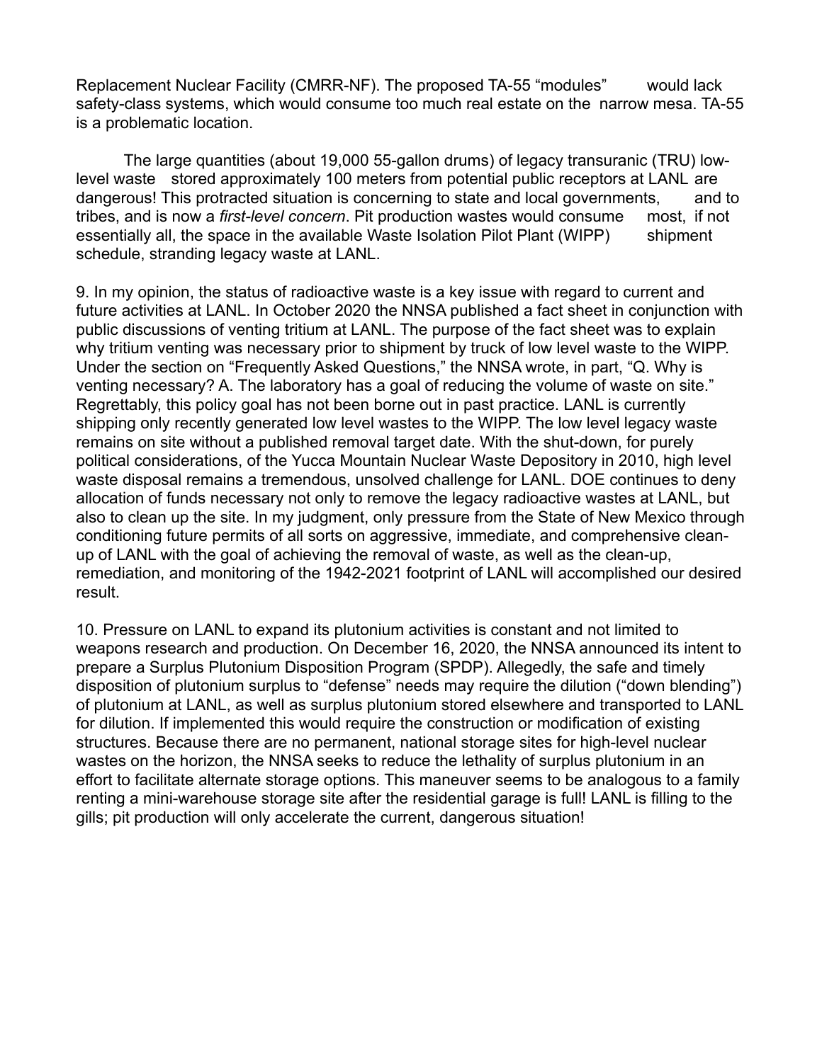Replacement Nuclear Facility (CMRR-NF). The proposed TA-55 "modules" would lack safety-class systems, which would consume too much real estate on the narrow mesa. TA-55 is a problematic location.

The large quantities (about 19,000 55-gallon drums) of legacy transuranic (TRU) low-level waste stored approximately 100 meters from potential public receptors at LANL are dangerous! This protracted situation is concerning to state and local governments, and to tribes, and is now a *first-level concern*. Pit production wastes would consume most, if not essentially all, the space in the available Waste Isolation Pilot Plant (WIPP) shipment schedule, stranding legacy waste at LANL.

9. In my opinion, the status of radioactive waste is a key issue with regard to current and future activities at LANL. In October 2020 the NNSA published a fact sheet in conjunction with public discussions of venting tritium at LANL. The purpose of the fact sheet was to explain why tritium venting was necessary prior to shipment by truck of low level waste to the WIPP. Under the section on "Frequently Asked Questions," the NNSA wrote, in part, "Q. Why is venting necessary? A. The laboratory has a goal of reducing the volume of waste on site." Regrettably, this policy goal has not been borne out in past practice. LANL is currently shipping only recently generated low level wastes to the WIPP. The low level legacy waste remains on site without a published removal target date. With the shut-down, for purely political considerations, of the Yucca Mountain Nuclear Waste Depository in 2010, high level waste disposal remains a tremendous, unsolved challenge for LANL. DOE continues to deny allocation of funds necessary not only to remove the legacy radioactive wastes at LANL, but also to clean up the site. In my judgment, only pressure from the State of New Mexico through conditioning future permits of all sorts on aggressive, immediate, and comprehensive clean-up of LANL with the goal of achieving the removal of waste, as well as the clean-up, remediation, and monitoring of the 1942-2021 footprint of LANL will accomplished our desired result.

10. Pressure on LANL to expand its plutonium activities is constant and not limited to weapons research and production. On December 16, 2020, the NNSA announced its intent to prepare a Surplus Plutonium Disposition Program (SPDP). Allegedly, the safe and timely disposition of plutonium surplus to "defense" needs may require the dilution ("down blending") of plutonium at LANL, as well as surplus plutonium stored elsewhere and transported to LANL for dilution. If implemented this would require the construction or modification of existing structures. Because there are no permanent, national storage sites for high-level nuclear wastes on the horizon, the NNSA seeks to reduce the lethality of surplus plutonium in an effort to facilitate alternate storage options. This maneuver seems to be analogous to a family renting a mini-warehouse storage site after the residential garage is full! LANL is filling to the gills; pit production will only accelerate the current, dangerous situation!